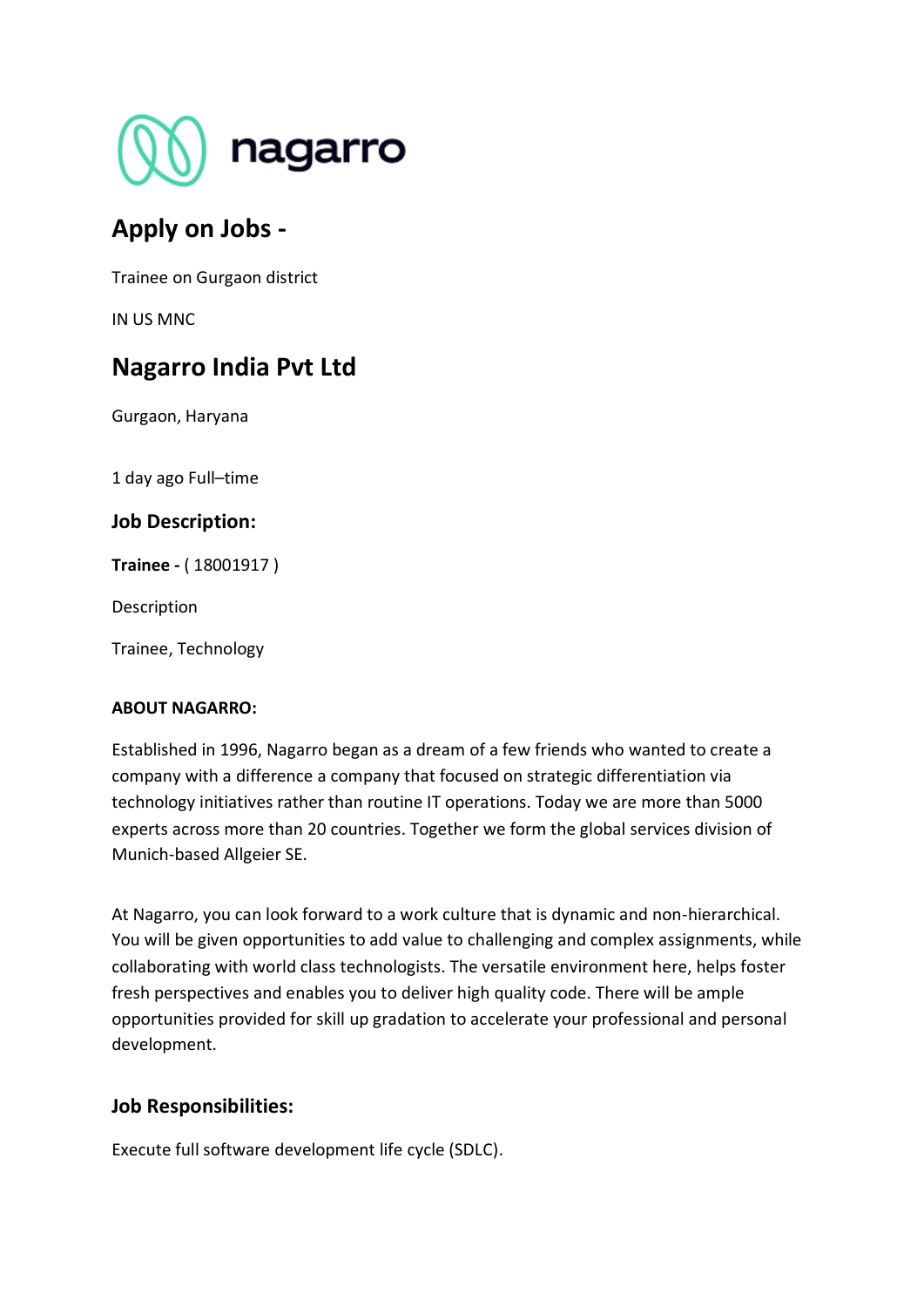## Apply on Jobs -

Trainee on Gurgaon district

IN US MNC

## Nagarro India Pvt Ltd

Gurgaon, Haryana

1 day ago Full–time

### Job Description:

**Trainee -** ( 18001917 )

Description

Trainee, Technology

**ABOUT NAGARRO:**

Established in 1996, Nagarro began as a dream of a few friends who wanted to create a company with a difference a company that focused on strategic differentiation via technology initiatives rather than routine IT operations. Today we are more than 5000 experts across more than 20 countries. Together we form the global services division of Munich-based Allgeier SE.

At Nagarro, you can look forward to a work culture that is dynamic and non-hierarchical. You will be given opportunities to add value to challenging and complex assignments, while collaborating with world class technologists. The versatile environment here, helps foster fresh perspectives and enables you to deliver high quality code. There will be ample opportunities provided for skill up gradation to accelerate your professional and personal development.

### Job Responsibilities:

Execute full software development life cycle (SDLC).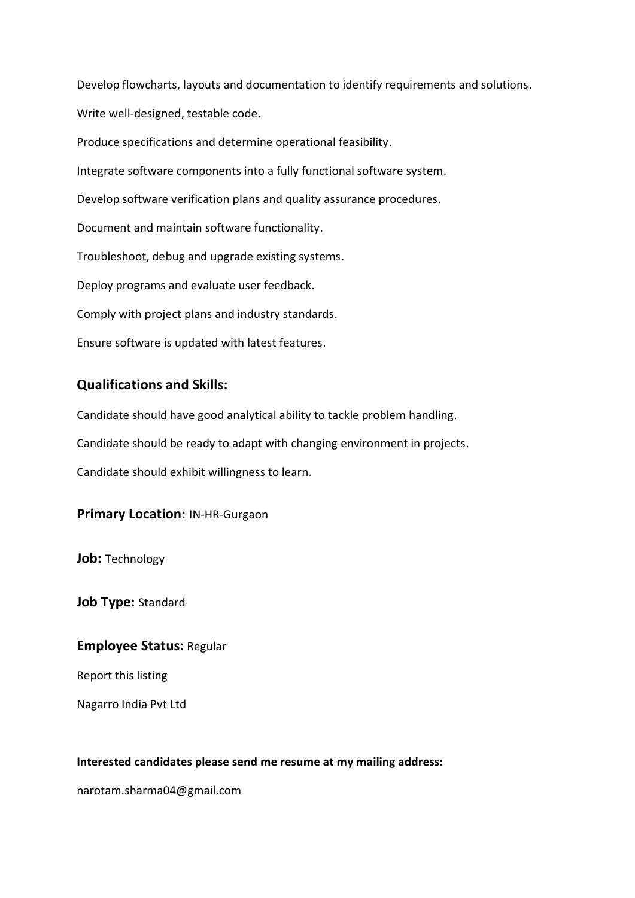Develop flowcharts, layouts and documentation to identify requirements and solutions.

Write well-designed, testable code.

Produce specifications and determine operational feasibility.

Integrate software components into a fully functional software system.

Develop software verification plans and quality assurance procedures.

Document and maintain software functionality.

Troubleshoot, debug and upgrade existing systems.

Deploy programs and evaluate user feedback.

Comply with project plans and industry standards.

Ensure software is updated with latest features.

## Qualifications and Skills:

Candidate should have good analytical ability to tackle problem handling.

Candidate should be ready to adapt with changing environment in projects.

Candidate should exhibit willingness to learn.

**Primary Location:** IN-HR-Gurgaon

**Job:** Technology

**Job Type:** Standard

**Employee Status:** Regular

Report this listing

Nagarro India Pvt Ltd

**Interested candidates please send me resume at my mailing address:**

narotam.sharma04@gmail.com